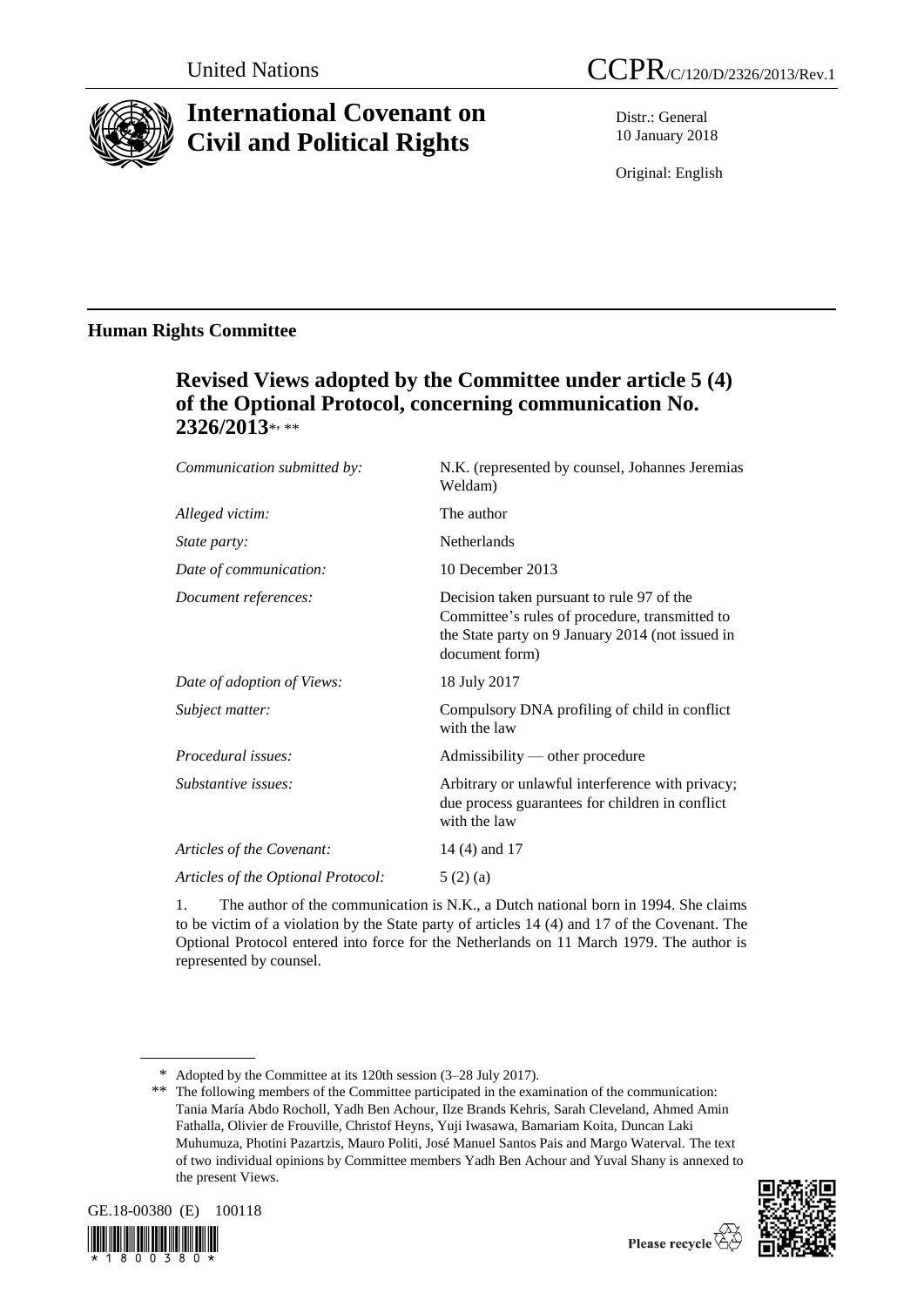United Nations CCPR/C/120/D/2326/2013/Rev.1

# International Covenant on Civil and Political Rights

Distr.: General
10 January 2018

Original: English

## Human Rights Committee

### Revised Views adopted by the Committee under article 5 (4) of the Optional Protocol, concerning communication No. 2326/2013*, **

| | |
|---|---|
| *Communication submitted by:* | N.K. (represented by counsel, Johannes Jeremias Weldam) |
| *Alleged victim:* | The author |
| *State party:* | Netherlands |
| *Date of communication:* | 10 December 2013 |
| *Document references:* | Decision taken pursuant to rule 97 of the Committee's rules of procedure, transmitted to the State party on 9 January 2014 (not issued in document form) |
| *Date of adoption of Views:* | 18 July 2017 |
| *Subject matter:* | Compulsory DNA profiling of child in conflict with the law |
| *Procedural issues:* | Admissibility — other procedure |
| *Substantive issues:* | Arbitrary or unlawful interference with privacy; due process guarantees for children in conflict with the law |
| *Articles of the Covenant:* | 14 (4) and 17 |
| *Articles of the Optional Protocol:* | 5 (2) (a) |

1. The author of the communication is N.K., a Dutch national born in 1994. She claims to be victim of a violation by the State party of articles 14 (4) and 17 of the Covenant. The Optional Protocol entered into force for the Netherlands on 11 March 1979. The author is represented by counsel.

\* Adopted by the Committee at its 120th session (3–28 July 2017).

\*\* The following members of the Committee participated in the examination of the communication: Tania María Abdo Rocholl, Yadh Ben Achour, Ilze Brands Kehris, Sarah Cleveland, Ahmed Amin Fathalla, Olivier de Frouville, Christof Heyns, Yuji Iwasawa, Bamariam Koita, Duncan Laki Muhumuza, Photini Pazartzis, Mauro Politi, José Manuel Santos Pais and Margo Waterval. The text of two individual opinions by Committee members Yadh Ben Achour and Yuval Shany is annexed to the present Views.

GE.18-00380 (E) 100118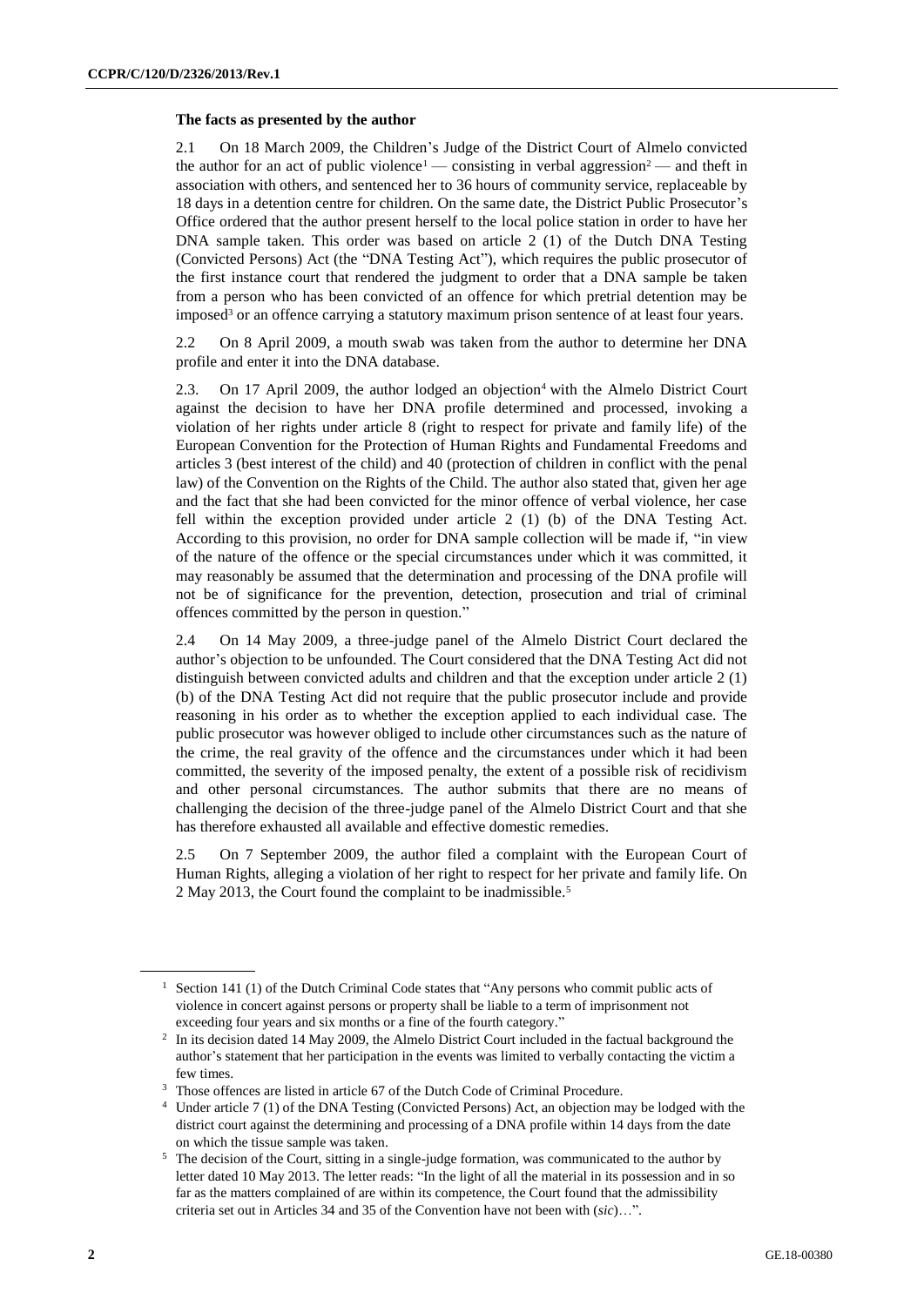**The facts as presented by the author**

2.1 On 18 March 2009, the Children's Judge of the District Court of Almelo convicted the author for an act of public violence[1] — consisting in verbal aggression[2] — and theft in association with others, and sentenced her to 36 hours of community service, replaceable by 18 days in a detention centre for children. On the same date, the District Public Prosecutor's Office ordered that the author present herself to the local police station in order to have her DNA sample taken. This order was based on article 2 (1) of the Dutch DNA Testing (Convicted Persons) Act (the "DNA Testing Act"), which requires the public prosecutor of the first instance court that rendered the judgment to order that a DNA sample be taken from a person who has been convicted of an offence for which pretrial detention may be imposed[3] or an offence carrying a statutory maximum prison sentence of at least four years.

2.2 On 8 April 2009, a mouth swab was taken from the author to determine her DNA profile and enter it into the DNA database.

2.3. On 17 April 2009, the author lodged an objection[4] with the Almelo District Court against the decision to have her DNA profile determined and processed, invoking a violation of her rights under article 8 (right to respect for private and family life) of the European Convention for the Protection of Human Rights and Fundamental Freedoms and articles 3 (best interest of the child) and 40 (protection of children in conflict with the penal law) of the Convention on the Rights of the Child. The author also stated that, given her age and the fact that she had been convicted for the minor offence of verbal violence, her case fell within the exception provided under article 2 (1) (b) of the DNA Testing Act. According to this provision, no order for DNA sample collection will be made if, "in view of the nature of the offence or the special circumstances under which it was committed, it may reasonably be assumed that the determination and processing of the DNA profile will not be of significance for the prevention, detection, prosecution and trial of criminal offences committed by the person in question."

2.4 On 14 May 2009, a three-judge panel of the Almelo District Court declared the author's objection to be unfounded. The Court considered that the DNA Testing Act did not distinguish between convicted adults and children and that the exception under article 2 (1) (b) of the DNA Testing Act did not require that the public prosecutor include and provide reasoning in his order as to whether the exception applied to each individual case. The public prosecutor was however obliged to include other circumstances such as the nature of the crime, the real gravity of the offence and the circumstances under which it had been committed, the severity of the imposed penalty, the extent of a possible risk of recidivism and other personal circumstances. The author submits that there are no means of challenging the decision of the three-judge panel of the Almelo District Court and that she has therefore exhausted all available and effective domestic remedies.

2.5 On 7 September 2009, the author filed a complaint with the European Court of Human Rights, alleging a violation of her right to respect for her private and family life. On 2 May 2013, the Court found the complaint to be inadmissible.[5]

---

[1] Section 141 (1) of the Dutch Criminal Code states that "Any persons who commit public acts of violence in concert against persons or property shall be liable to a term of imprisonment not exceeding four years and six months or a fine of the fourth category."

[2] In its decision dated 14 May 2009, the Almelo District Court included in the factual background the author's statement that her participation in the events was limited to verbally contacting the victim a few times.

[3] Those offences are listed in article 67 of the Dutch Code of Criminal Procedure.

[4] Under article 7 (1) of the DNA Testing (Convicted Persons) Act, an objection may be lodged with the district court against the determining and processing of a DNA profile within 14 days from the date on which the tissue sample was taken.

[5] The decision of the Court, sitting in a single-judge formation, was communicated to the author by letter dated 10 May 2013. The letter reads: "In the light of all the material in its possession and in so far as the matters complained of are within its competence, the Court found that the admissibility criteria set out in Articles 34 and 35 of the Convention have not been with (*sic*)…".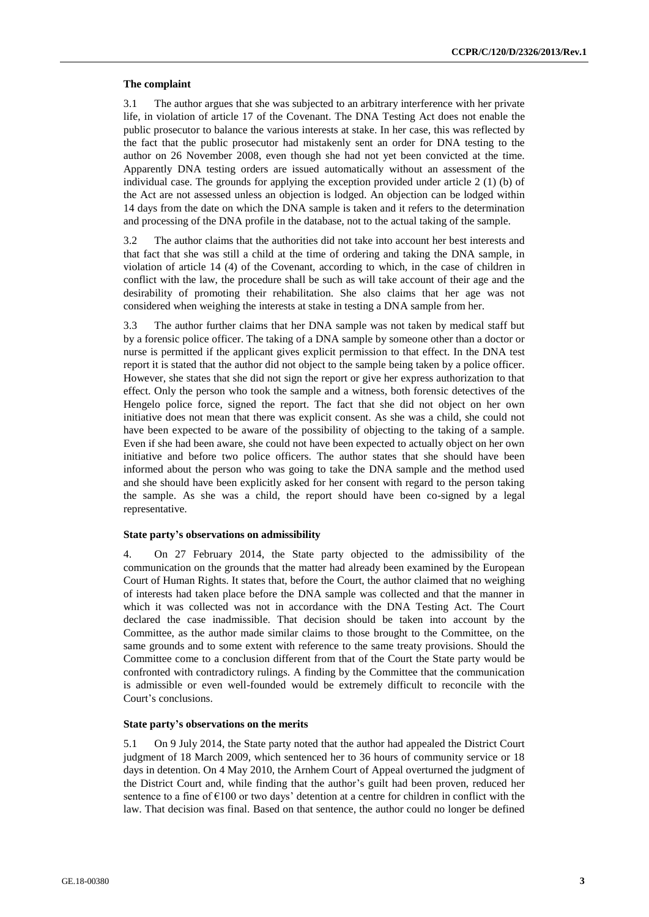### The complaint

3.1 The author argues that she was subjected to an arbitrary interference with her private life, in violation of article 17 of the Covenant. The DNA Testing Act does not enable the public prosecutor to balance the various interests at stake. In her case, this was reflected by the fact that the public prosecutor had mistakenly sent an order for DNA testing to the author on 26 November 2008, even though she had not yet been convicted at the time. Apparently DNA testing orders are issued automatically without an assessment of the individual case. The grounds for applying the exception provided under article 2 (1) (b) of the Act are not assessed unless an objection is lodged. An objection can be lodged within 14 days from the date on which the DNA sample is taken and it refers to the determination and processing of the DNA profile in the database, not to the actual taking of the sample.

3.2 The author claims that the authorities did not take into account her best interests and that fact that she was still a child at the time of ordering and taking the DNA sample, in violation of article 14 (4) of the Covenant, according to which, in the case of children in conflict with the law, the procedure shall be such as will take account of their age and the desirability of promoting their rehabilitation. She also claims that her age was not considered when weighing the interests at stake in testing a DNA sample from her.

3.3 The author further claims that her DNA sample was not taken by medical staff but by a forensic police officer. The taking of a DNA sample by someone other than a doctor or nurse is permitted if the applicant gives explicit permission to that effect. In the DNA test report it is stated that the author did not object to the sample being taken by a police officer. However, she states that she did not sign the report or give her express authorization to that effect. Only the person who took the sample and a witness, both forensic detectives of the Hengelo police force, signed the report. The fact that she did not object on her own initiative does not mean that there was explicit consent. As she was a child, she could not have been expected to be aware of the possibility of objecting to the taking of a sample. Even if she had been aware, she could not have been expected to actually object on her own initiative and before two police officers. The author states that she should have been informed about the person who was going to take the DNA sample and the method used and she should have been explicitly asked for her consent with regard to the person taking the sample. As she was a child, the report should have been co-signed by a legal representative.

### State party's observations on admissibility

4. On 27 February 2014, the State party objected to the admissibility of the communication on the grounds that the matter had already been examined by the European Court of Human Rights. It states that, before the Court, the author claimed that no weighing of interests had taken place before the DNA sample was collected and that the manner in which it was collected was not in accordance with the DNA Testing Act. The Court declared the case inadmissible. That decision should be taken into account by the Committee, as the author made similar claims to those brought to the Committee, on the same grounds and to some extent with reference to the same treaty provisions. Should the Committee come to a conclusion different from that of the Court the State party would be confronted with contradictory rulings. A finding by the Committee that the communication is admissible or even well-founded would be extremely difficult to reconcile with the Court's conclusions.

### State party's observations on the merits

5.1 On 9 July 2014, the State party noted that the author had appealed the District Court judgment of 18 March 2009, which sentenced her to 36 hours of community service or 18 days in detention. On 4 May 2010, the Arnhem Court of Appeal overturned the judgment of the District Court and, while finding that the author's guilt had been proven, reduced her sentence to a fine of €100 or two days' detention at a centre for children in conflict with the law. That decision was final. Based on that sentence, the author could no longer be defined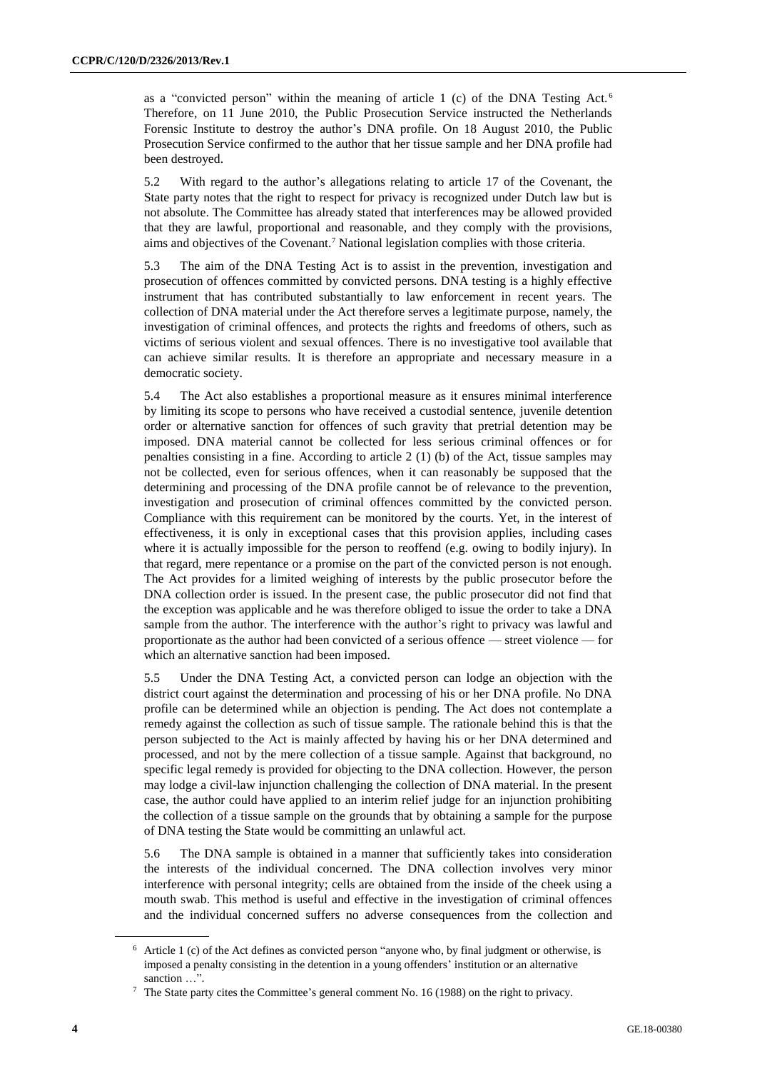as a "convicted person" within the meaning of article 1 (c) of the DNA Testing Act.[6] Therefore, on 11 June 2010, the Public Prosecution Service instructed the Netherlands Forensic Institute to destroy the author's DNA profile. On 18 August 2010, the Public Prosecution Service confirmed to the author that her tissue sample and her DNA profile had been destroyed.

5.2 With regard to the author's allegations relating to article 17 of the Covenant, the State party notes that the right to respect for privacy is recognized under Dutch law but is not absolute. The Committee has already stated that interferences may be allowed provided that they are lawful, proportional and reasonable, and they comply with the provisions, aims and objectives of the Covenant.[7] National legislation complies with those criteria.

5.3 The aim of the DNA Testing Act is to assist in the prevention, investigation and prosecution of offences committed by convicted persons. DNA testing is a highly effective instrument that has contributed substantially to law enforcement in recent years. The collection of DNA material under the Act therefore serves a legitimate purpose, namely, the investigation of criminal offences, and protects the rights and freedoms of others, such as victims of serious violent and sexual offences. There is no investigative tool available that can achieve similar results. It is therefore an appropriate and necessary measure in a democratic society.

5.4 The Act also establishes a proportional measure as it ensures minimal interference by limiting its scope to persons who have received a custodial sentence, juvenile detention order or alternative sanction for offences of such gravity that pretrial detention may be imposed. DNA material cannot be collected for less serious criminal offences or for penalties consisting in a fine. According to article 2 (1) (b) of the Act, tissue samples may not be collected, even for serious offences, when it can reasonably be supposed that the determining and processing of the DNA profile cannot be of relevance to the prevention, investigation and prosecution of criminal offences committed by the convicted person. Compliance with this requirement can be monitored by the courts. Yet, in the interest of effectiveness, it is only in exceptional cases that this provision applies, including cases where it is actually impossible for the person to reoffend (e.g. owing to bodily injury). In that regard, mere repentance or a promise on the part of the convicted person is not enough. The Act provides for a limited weighing of interests by the public prosecutor before the DNA collection order is issued. In the present case, the public prosecutor did not find that the exception was applicable and he was therefore obliged to issue the order to take a DNA sample from the author. The interference with the author's right to privacy was lawful and proportionate as the author had been convicted of a serious offence — street violence — for which an alternative sanction had been imposed.

5.5 Under the DNA Testing Act, a convicted person can lodge an objection with the district court against the determination and processing of his or her DNA profile. No DNA profile can be determined while an objection is pending. The Act does not contemplate a remedy against the collection as such of tissue sample. The rationale behind this is that the person subjected to the Act is mainly affected by having his or her DNA determined and processed, and not by the mere collection of a tissue sample. Against that background, no specific legal remedy is provided for objecting to the DNA collection. However, the person may lodge a civil-law injunction challenging the collection of DNA material. In the present case, the author could have applied to an interim relief judge for an injunction prohibiting the collection of a tissue sample on the grounds that by obtaining a sample for the purpose of DNA testing the State would be committing an unlawful act.

5.6 The DNA sample is obtained in a manner that sufficiently takes into consideration the interests of the individual concerned. The DNA collection involves very minor interference with personal integrity; cells are obtained from the inside of the cheek using a mouth swab. This method is useful and effective in the investigation of criminal offences and the individual concerned suffers no adverse consequences from the collection and

[6] Article 1 (c) of the Act defines as convicted person "anyone who, by final judgment or otherwise, is imposed a penalty consisting in the detention in a young offenders' institution or an alternative sanction …".

[7] The State party cites the Committee's general comment No. 16 (1988) on the right to privacy.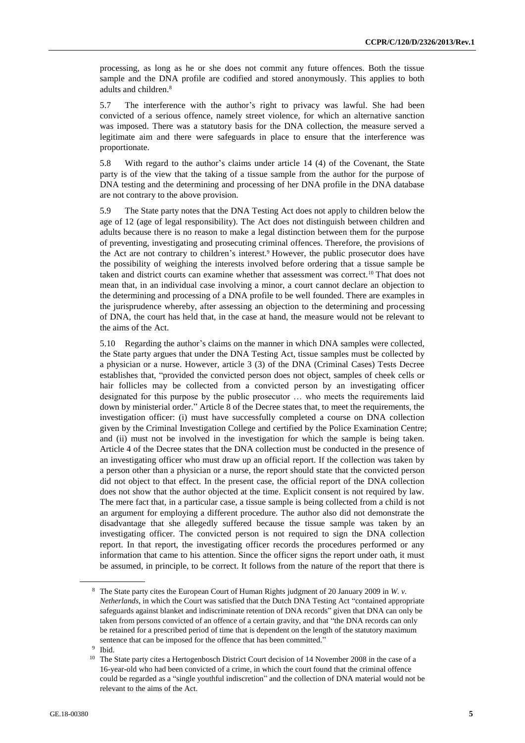processing, as long as he or she does not commit any future offences. Both the tissue sample and the DNA profile are codified and stored anonymously. This applies to both adults and children.[8]

5.7 The interference with the author's right to privacy was lawful. She had been convicted of a serious offence, namely street violence, for which an alternative sanction was imposed. There was a statutory basis for the DNA collection, the measure served a legitimate aim and there were safeguards in place to ensure that the interference was proportionate.

5.8 With regard to the author's claims under article 14 (4) of the Covenant, the State party is of the view that the taking of a tissue sample from the author for the purpose of DNA testing and the determining and processing of her DNA profile in the DNA database are not contrary to the above provision.

5.9 The State party notes that the DNA Testing Act does not apply to children below the age of 12 (age of legal responsibility). The Act does not distinguish between children and adults because there is no reason to make a legal distinction between them for the purpose of preventing, investigating and prosecuting criminal offences. Therefore, the provisions of the Act are not contrary to children's interest.[9] However, the public prosecutor does have the possibility of weighing the interests involved before ordering that a tissue sample be taken and district courts can examine whether that assessment was correct.[10] That does not mean that, in an individual case involving a minor, a court cannot declare an objection to the determining and processing of a DNA profile to be well founded. There are examples in the jurisprudence whereby, after assessing an objection to the determining and processing of DNA, the court has held that, in the case at hand, the measure would not be relevant to the aims of the Act.

5.10 Regarding the author's claims on the manner in which DNA samples were collected, the State party argues that under the DNA Testing Act, tissue samples must be collected by a physician or a nurse. However, article 3 (3) of the DNA (Criminal Cases) Tests Decree establishes that, "provided the convicted person does not object, samples of cheek cells or hair follicles may be collected from a convicted person by an investigating officer designated for this purpose by the public prosecutor … who meets the requirements laid down by ministerial order." Article 8 of the Decree states that, to meet the requirements, the investigation officer: (i) must have successfully completed a course on DNA collection given by the Criminal Investigation College and certified by the Police Examination Centre; and (ii) must not be involved in the investigation for which the sample is being taken. Article 4 of the Decree states that the DNA collection must be conducted in the presence of an investigating officer who must draw up an official report. If the collection was taken by a person other than a physician or a nurse, the report should state that the convicted person did not object to that effect. In the present case, the official report of the DNA collection does not show that the author objected at the time. Explicit consent is not required by law. The mere fact that, in a particular case, a tissue sample is being collected from a child is not an argument for employing a different procedure. The author also did not demonstrate the disadvantage that she allegedly suffered because the tissue sample was taken by an investigating officer. The convicted person is not required to sign the DNA collection report. In that report, the investigating officer records the procedures performed or any information that came to his attention. Since the officer signs the report under oath, it must be assumed, in principle, to be correct. It follows from the nature of the report that there is

---

[8] The State party cites the European Court of Human Rights judgment of 20 January 2009 in *W. v. Netherlands*, in which the Court was satisfied that the Dutch DNA Testing Act "contained appropriate safeguards against blanket and indiscriminate retention of DNA records" given that DNA can only be taken from persons convicted of an offence of a certain gravity, and that "the DNA records can only be retained for a prescribed period of time that is dependent on the length of the statutory maximum sentence that can be imposed for the offence that has been committed."

[9] Ibid.

[10] The State party cites a Hertogenbosch District Court decision of 14 November 2008 in the case of a 16-year-old who had been convicted of a crime, in which the court found that the criminal offence could be regarded as a "single youthful indiscretion" and the collection of DNA material would not be relevant to the aims of the Act.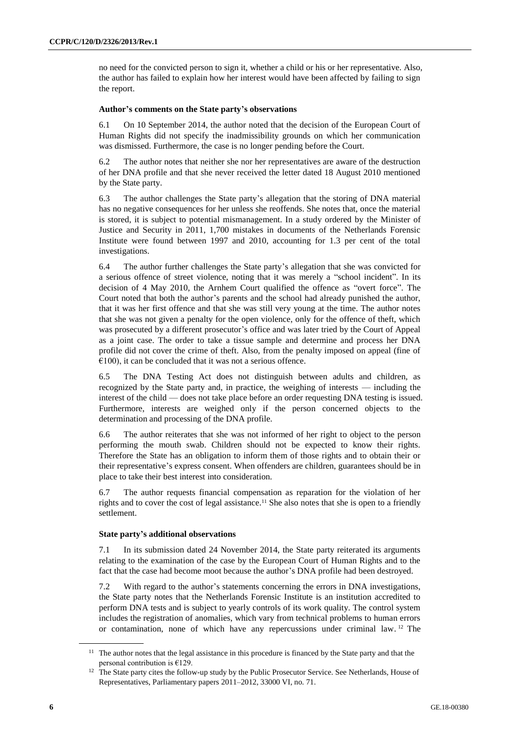no need for the convicted person to sign it, whether a child or his or her representative. Also, the author has failed to explain how her interest would have been affected by failing to sign the report.

### Author's comments on the State party's observations

6.1 On 10 September 2014, the author noted that the decision of the European Court of Human Rights did not specify the inadmissibility grounds on which her communication was dismissed. Furthermore, the case is no longer pending before the Court.

6.2 The author notes that neither she nor her representatives are aware of the destruction of her DNA profile and that she never received the letter dated 18 August 2010 mentioned by the State party.

6.3 The author challenges the State party's allegation that the storing of DNA material has no negative consequences for her unless she reoffends. She notes that, once the material is stored, it is subject to potential mismanagement. In a study ordered by the Minister of Justice and Security in 2011, 1,700 mistakes in documents of the Netherlands Forensic Institute were found between 1997 and 2010, accounting for 1.3 per cent of the total investigations.

6.4 The author further challenges the State party's allegation that she was convicted for a serious offence of street violence, noting that it was merely a "school incident". In its decision of 4 May 2010, the Arnhem Court qualified the offence as "overt force". The Court noted that both the author's parents and the school had already punished the author, that it was her first offence and that she was still very young at the time. The author notes that she was not given a penalty for the open violence, only for the offence of theft, which was prosecuted by a different prosecutor's office and was later tried by the Court of Appeal as a joint case. The order to take a tissue sample and determine and process her DNA profile did not cover the crime of theft. Also, from the penalty imposed on appeal (fine of €100), it can be concluded that it was not a serious offence.

6.5 The DNA Testing Act does not distinguish between adults and children, as recognized by the State party and, in practice, the weighing of interests — including the interest of the child — does not take place before an order requesting DNA testing is issued. Furthermore, interests are weighed only if the person concerned objects to the determination and processing of the DNA profile.

6.6 The author reiterates that she was not informed of her right to object to the person performing the mouth swab. Children should not be expected to know their rights. Therefore the State has an obligation to inform them of those rights and to obtain their or their representative's express consent. When offenders are children, guarantees should be in place to take their best interest into consideration.

6.7 The author requests financial compensation as reparation for the violation of her rights and to cover the cost of legal assistance.[11] She also notes that she is open to a friendly settlement.

### State party's additional observations

7.1 In its submission dated 24 November 2014, the State party reiterated its arguments relating to the examination of the case by the European Court of Human Rights and to the fact that the case had become moot because the author's DNA profile had been destroyed.

7.2 With regard to the author's statements concerning the errors in DNA investigations, the State party notes that the Netherlands Forensic Institute is an institution accredited to perform DNA tests and is subject to yearly controls of its work quality. The control system includes the registration of anomalies, which vary from technical problems to human errors or contamination, none of which have any repercussions under criminal law.[12] The

[11] The author notes that the legal assistance in this procedure is financed by the State party and that the personal contribution is €129.

[12] The State party cites the follow-up study by the Public Prosecutor Service. See Netherlands, House of Representatives, Parliamentary papers 2011–2012, 33000 VI, no. 71.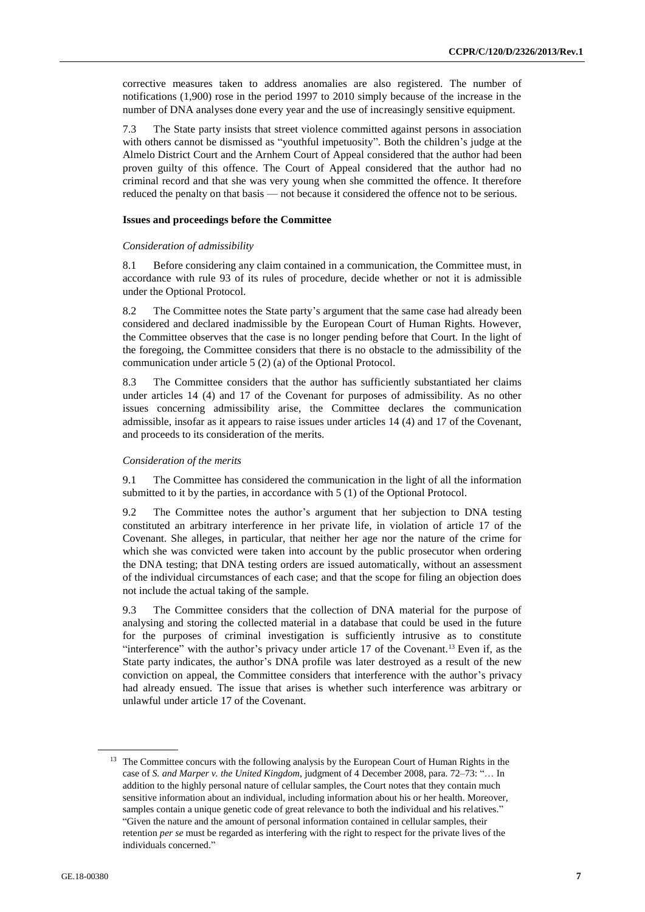corrective measures taken to address anomalies are also registered. The number of notifications (1,900) rose in the period 1997 to 2010 simply because of the increase in the number of DNA analyses done every year and the use of increasingly sensitive equipment.

7.3 The State party insists that street violence committed against persons in association with others cannot be dismissed as "youthful impetuosity". Both the children's judge at the Almelo District Court and the Arnhem Court of Appeal considered that the author had been proven guilty of this offence. The Court of Appeal considered that the author had no criminal record and that she was very young when she committed the offence. It therefore reduced the penalty on that basis — not because it considered the offence not to be serious.

### Issues and proceedings before the Committee

#### *Consideration of admissibility*

8.1 Before considering any claim contained in a communication, the Committee must, in accordance with rule 93 of its rules of procedure, decide whether or not it is admissible under the Optional Protocol.

8.2 The Committee notes the State party's argument that the same case had already been considered and declared inadmissible by the European Court of Human Rights. However, the Committee observes that the case is no longer pending before that Court. In the light of the foregoing, the Committee considers that there is no obstacle to the admissibility of the communication under article 5 (2) (a) of the Optional Protocol.

8.3 The Committee considers that the author has sufficiently substantiated her claims under articles 14 (4) and 17 of the Covenant for purposes of admissibility. As no other issues concerning admissibility arise, the Committee declares the communication admissible, insofar as it appears to raise issues under articles 14 (4) and 17 of the Covenant, and proceeds to its consideration of the merits.

#### *Consideration of the merits*

9.1 The Committee has considered the communication in the light of all the information submitted to it by the parties, in accordance with 5 (1) of the Optional Protocol.

9.2 The Committee notes the author's argument that her subjection to DNA testing constituted an arbitrary interference in her private life, in violation of article 17 of the Covenant. She alleges, in particular, that neither her age nor the nature of the crime for which she was convicted were taken into account by the public prosecutor when ordering the DNA testing; that DNA testing orders are issued automatically, without an assessment of the individual circumstances of each case; and that the scope for filing an objection does not include the actual taking of the sample.

9.3 The Committee considers that the collection of DNA material for the purpose of analysing and storing the collected material in a database that could be used in the future for the purposes of criminal investigation is sufficiently intrusive as to constitute "interference" with the author's privacy under article 17 of the Covenant.[13] Even if, as the State party indicates, the author's DNA profile was later destroyed as a result of the new conviction on appeal, the Committee considers that interference with the author's privacy had already ensued. The issue that arises is whether such interference was arbitrary or unlawful under article 17 of the Covenant.

---

[13] The Committee concurs with the following analysis by the European Court of Human Rights in the case of *S. and Marper v. the United Kingdom*, judgment of 4 December 2008, para. 72–73: "… In addition to the highly personal nature of cellular samples, the Court notes that they contain much sensitive information about an individual, including information about his or her health. Moreover, samples contain a unique genetic code of great relevance to both the individual and his relatives." "Given the nature and the amount of personal information contained in cellular samples, their retention *per se* must be regarded as interfering with the right to respect for the private lives of the individuals concerned."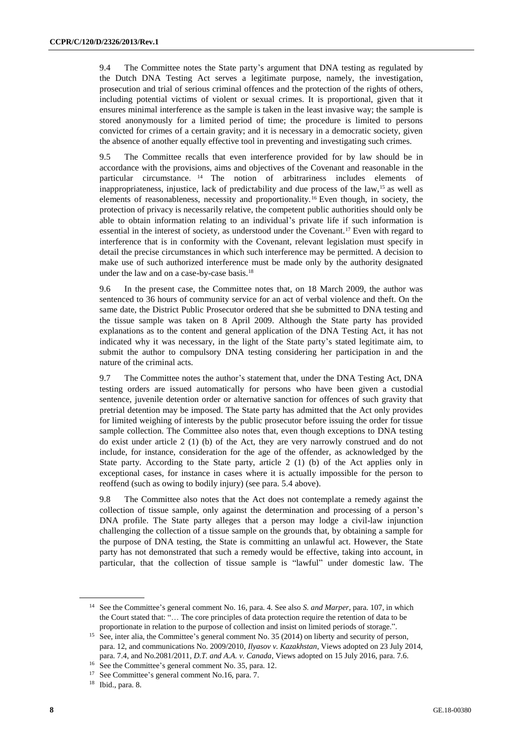9.4 The Committee notes the State party's argument that DNA testing as regulated by the Dutch DNA Testing Act serves a legitimate purpose, namely, the investigation, prosecution and trial of serious criminal offences and the protection of the rights of others, including potential victims of violent or sexual crimes. It is proportional, given that it ensures minimal interference as the sample is taken in the least invasive way; the sample is stored anonymously for a limited period of time; the procedure is limited to persons convicted for crimes of a certain gravity; and it is necessary in a democratic society, given the absence of another equally effective tool in preventing and investigating such crimes.

9.5 The Committee recalls that even interference provided for by law should be in accordance with the provisions, aims and objectives of the Covenant and reasonable in the particular circumstance.[14] The notion of arbitrariness includes elements of inappropriateness, injustice, lack of predictability and due process of the law,[15] as well as elements of reasonableness, necessity and proportionality.[16] Even though, in society, the protection of privacy is necessarily relative, the competent public authorities should only be able to obtain information relating to an individual's private life if such information is essential in the interest of society, as understood under the Covenant.[17] Even with regard to interference that is in conformity with the Covenant, relevant legislation must specify in detail the precise circumstances in which such interference may be permitted. A decision to make use of such authorized interference must be made only by the authority designated under the law and on a case-by-case basis.[18]

9.6 In the present case, the Committee notes that, on 18 March 2009, the author was sentenced to 36 hours of community service for an act of verbal violence and theft. On the same date, the District Public Prosecutor ordered that she be submitted to DNA testing and the tissue sample was taken on 8 April 2009. Although the State party has provided explanations as to the content and general application of the DNA Testing Act, it has not indicated why it was necessary, in the light of the State party's stated legitimate aim, to submit the author to compulsory DNA testing considering her participation in and the nature of the criminal acts.

9.7 The Committee notes the author's statement that, under the DNA Testing Act, DNA testing orders are issued automatically for persons who have been given a custodial sentence, juvenile detention order or alternative sanction for offences of such gravity that pretrial detention may be imposed. The State party has admitted that the Act only provides for limited weighing of interests by the public prosecutor before issuing the order for tissue sample collection. The Committee also notes that, even though exceptions to DNA testing do exist under article 2 (1) (b) of the Act, they are very narrowly construed and do not include, for instance, consideration for the age of the offender, as acknowledged by the State party. According to the State party, article 2 (1) (b) of the Act applies only in exceptional cases, for instance in cases where it is actually impossible for the person to reoffend (such as owing to bodily injury) (see para. 5.4 above).

9.8 The Committee also notes that the Act does not contemplate a remedy against the collection of tissue sample, only against the determination and processing of a person's DNA profile. The State party alleges that a person may lodge a civil-law injunction challenging the collection of a tissue sample on the grounds that, by obtaining a sample for the purpose of DNA testing, the State is committing an unlawful act. However, the State party has not demonstrated that such a remedy would be effective, taking into account, in particular, that the collection of tissue sample is "lawful" under domestic law. The

---

[14] See the Committee's general comment No. 16, para. 4. See also *S. and Marper*, para. 107, in which the Court stated that: "… The core principles of data protection require the retention of data to be proportionate in relation to the purpose of collection and insist on limited periods of storage.".

[15] See, inter alia, the Committee's general comment No. 35 (2014) on liberty and security of person, para. 12, and communications No. 2009/2010, *Ilyasov v. Kazakhstan*, Views adopted on 23 July 2014, para. 7.4, and No.2081/2011, *D.T. and A.A. v. Canada*, Views adopted on 15 July 2016, para. 7.6.

[16] See the Committee's general comment No. 35, para. 12.

[17] See Committee's general comment No.16, para. 7.

[18] Ibid., para. 8.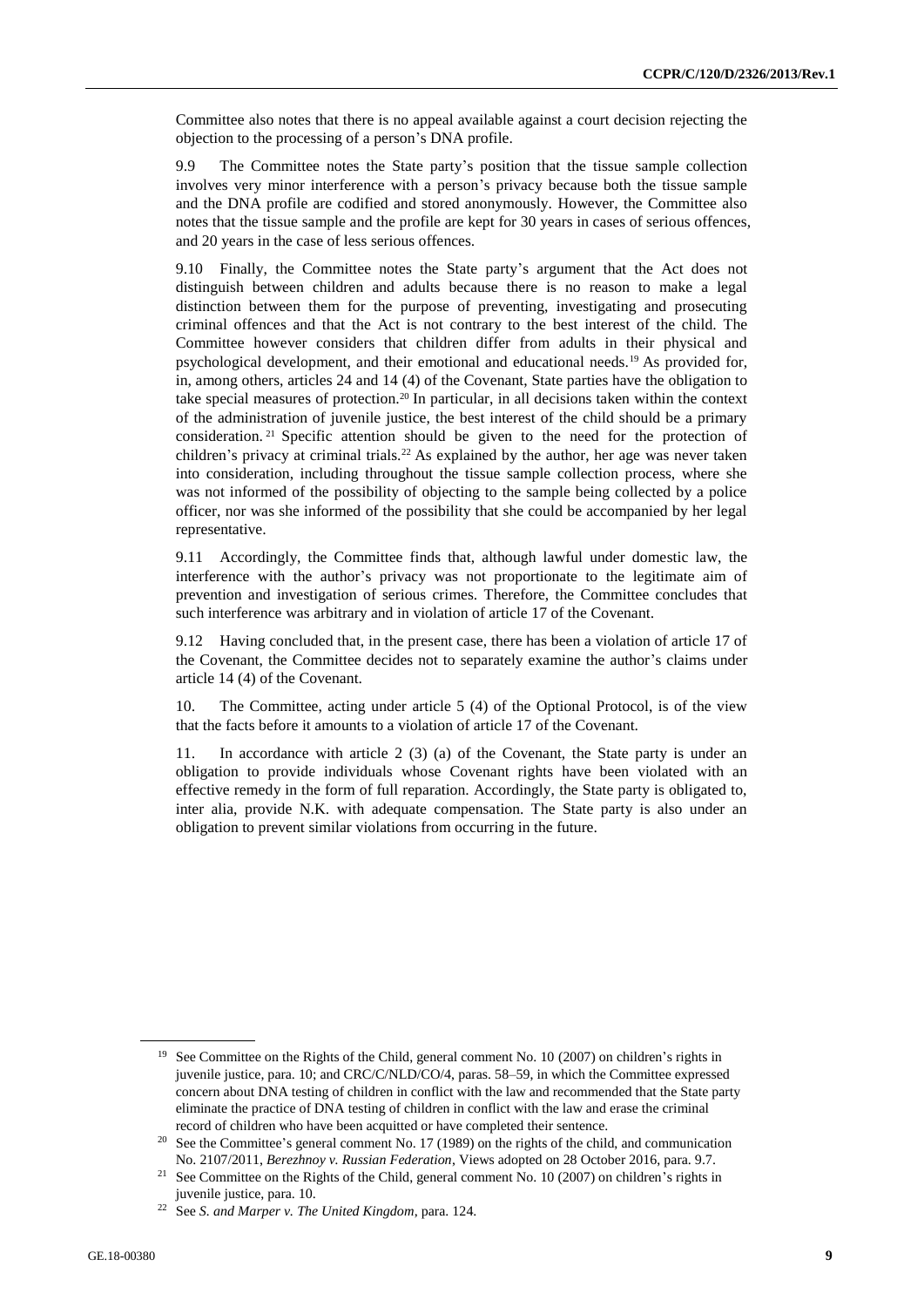Committee also notes that there is no appeal available against a court decision rejecting the objection to the processing of a person's DNA profile.

9.9 The Committee notes the State party's position that the tissue sample collection involves very minor interference with a person's privacy because both the tissue sample and the DNA profile are codified and stored anonymously. However, the Committee also notes that the tissue sample and the profile are kept for 30 years in cases of serious offences, and 20 years in the case of less serious offences.

9.10 Finally, the Committee notes the State party's argument that the Act does not distinguish between children and adults because there is no reason to make a legal distinction between them for the purpose of preventing, investigating and prosecuting criminal offences and that the Act is not contrary to the best interest of the child. The Committee however considers that children differ from adults in their physical and psychological development, and their emotional and educational needs.[19] As provided for, in, among others, articles 24 and 14 (4) of the Covenant, State parties have the obligation to take special measures of protection.[20] In particular, in all decisions taken within the context of the administration of juvenile justice, the best interest of the child should be a primary consideration.[21] Specific attention should be given to the need for the protection of children's privacy at criminal trials.[22] As explained by the author, her age was never taken into consideration, including throughout the tissue sample collection process, where she was not informed of the possibility of objecting to the sample being collected by a police officer, nor was she informed of the possibility that she could be accompanied by her legal representative.

9.11 Accordingly, the Committee finds that, although lawful under domestic law, the interference with the author's privacy was not proportionate to the legitimate aim of prevention and investigation of serious crimes. Therefore, the Committee concludes that such interference was arbitrary and in violation of article 17 of the Covenant.

9.12 Having concluded that, in the present case, there has been a violation of article 17 of the Covenant, the Committee decides not to separately examine the author's claims under article 14 (4) of the Covenant.

10. The Committee, acting under article 5 (4) of the Optional Protocol, is of the view that the facts before it amounts to a violation of article 17 of the Covenant.

11. In accordance with article 2 (3) (a) of the Covenant, the State party is under an obligation to provide individuals whose Covenant rights have been violated with an effective remedy in the form of full reparation. Accordingly, the State party is obligated to, inter alia, provide N.K. with adequate compensation. The State party is also under an obligation to prevent similar violations from occurring in the future.

---

[19] See Committee on the Rights of the Child, general comment No. 10 (2007) on children's rights in juvenile justice, para. 10; and CRC/C/NLD/CO/4, paras. 58–59, in which the Committee expressed concern about DNA testing of children in conflict with the law and recommended that the State party eliminate the practice of DNA testing of children in conflict with the law and erase the criminal record of children who have been acquitted or have completed their sentence.

[20] See the Committee's general comment No. 17 (1989) on the rights of the child, and communication No. 2107/2011, *Berezhnoy v. Russian Federation*, Views adopted on 28 October 2016, para. 9.7.

[21] See Committee on the Rights of the Child, general comment No. 10 (2007) on children's rights in juvenile justice, para. 10.

[22] See *S. and Marper v. The United Kingdom*, para. 124.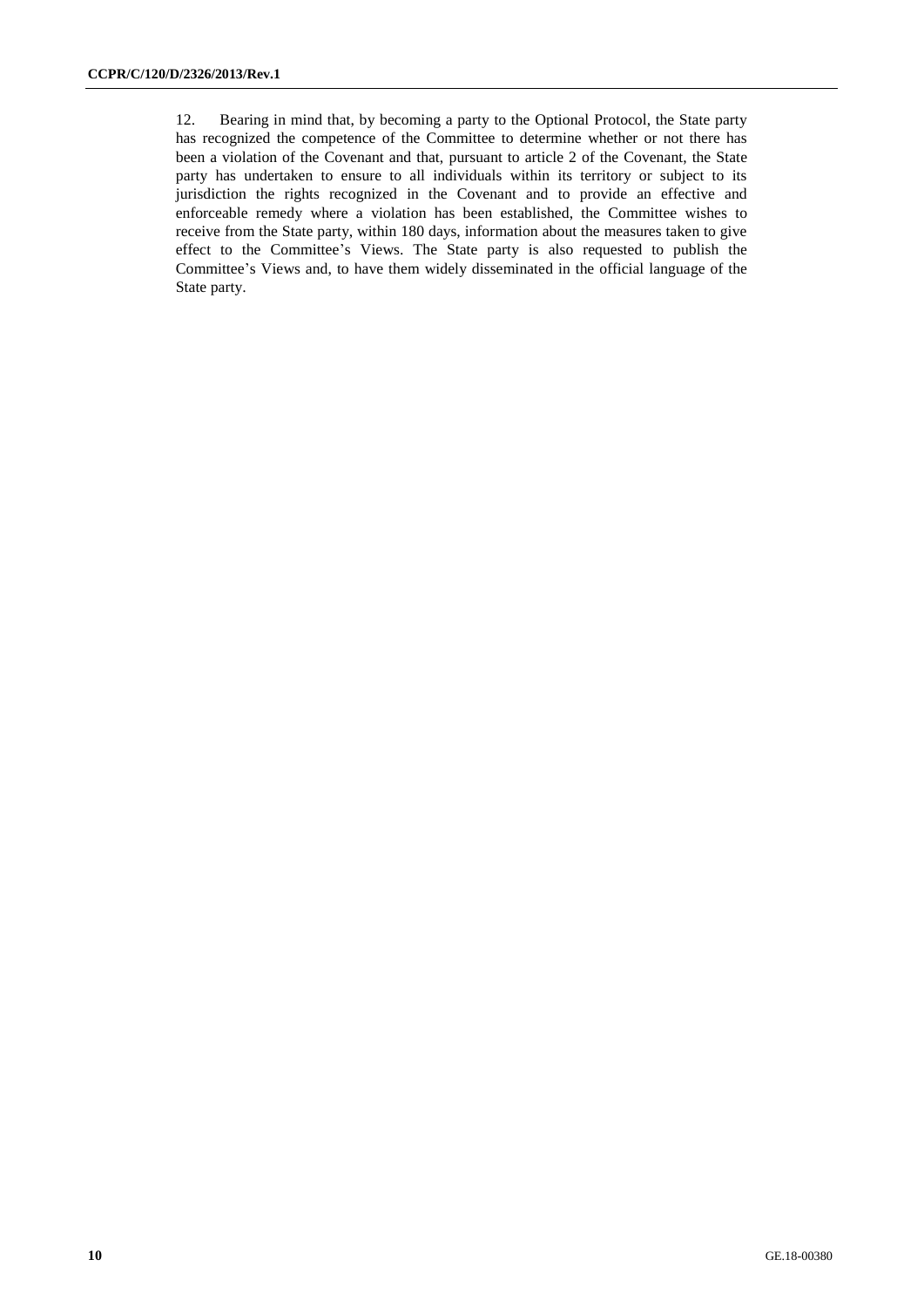12. Bearing in mind that, by becoming a party to the Optional Protocol, the State party has recognized the competence of the Committee to determine whether or not there has been a violation of the Covenant and that, pursuant to article 2 of the Covenant, the State party has undertaken to ensure to all individuals within its territory or subject to its jurisdiction the rights recognized in the Covenant and to provide an effective and enforceable remedy where a violation has been established, the Committee wishes to receive from the State party, within 180 days, information about the measures taken to give effect to the Committee's Views. The State party is also requested to publish the Committee's Views and, to have them widely disseminated in the official language of the State party.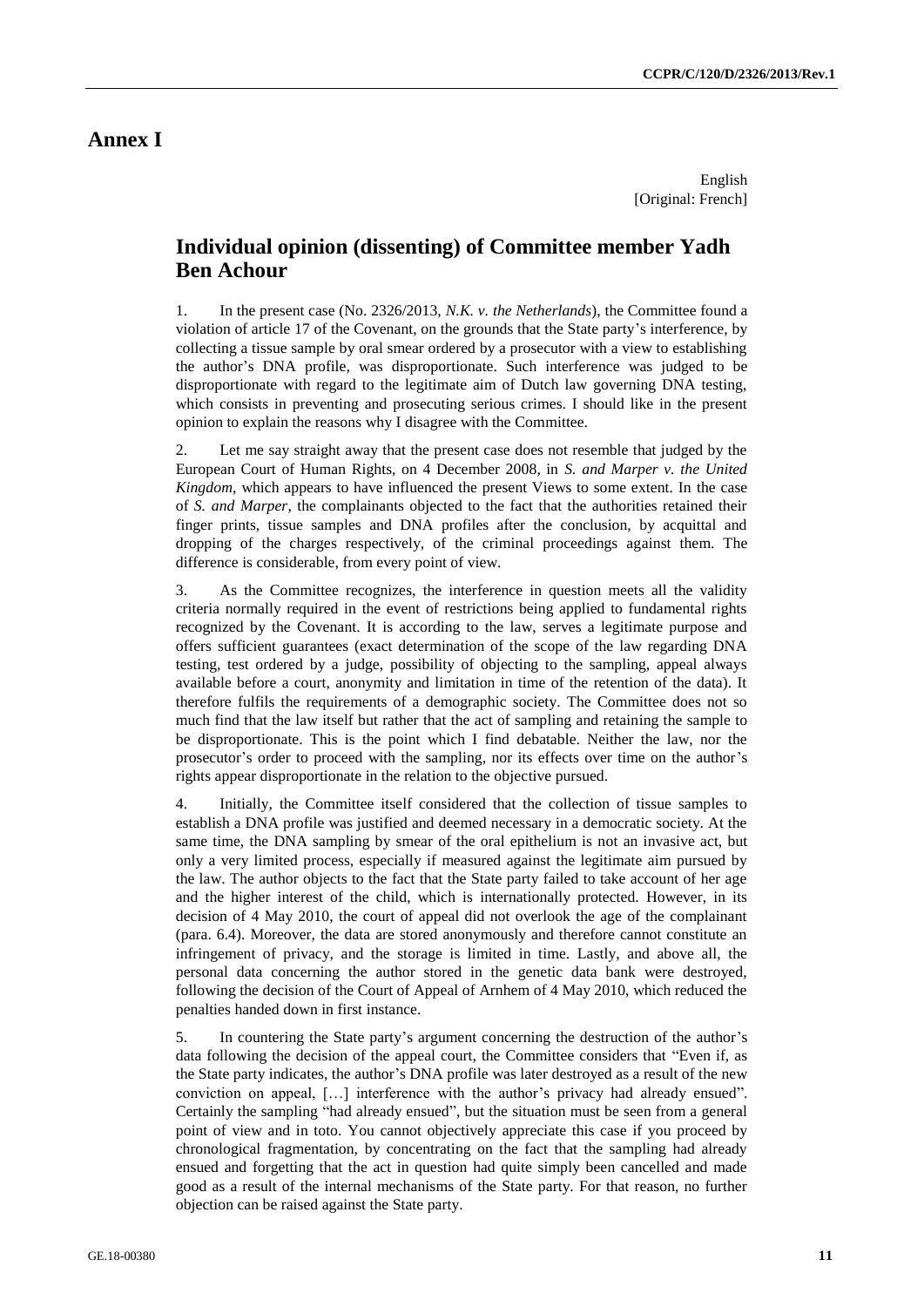# Annex I

English
[Original: French]

## Individual opinion (dissenting) of Committee member Yadh Ben Achour

1. In the present case (No. 2326/2013, *N.K. v. the Netherlands*), the Committee found a violation of article 17 of the Covenant, on the grounds that the State party's interference, by collecting a tissue sample by oral smear ordered by a prosecutor with a view to establishing the author's DNA profile, was disproportionate. Such interference was judged to be disproportionate with regard to the legitimate aim of Dutch law governing DNA testing, which consists in preventing and prosecuting serious crimes. I should like in the present opinion to explain the reasons why I disagree with the Committee.

2. Let me say straight away that the present case does not resemble that judged by the European Court of Human Rights, on 4 December 2008, in *S. and Marper v. the United Kingdom*, which appears to have influenced the present Views to some extent. In the case of *S. and Marper*, the complainants objected to the fact that the authorities retained their finger prints, tissue samples and DNA profiles after the conclusion, by acquittal and dropping of the charges respectively, of the criminal proceedings against them. The difference is considerable, from every point of view.

3. As the Committee recognizes, the interference in question meets all the validity criteria normally required in the event of restrictions being applied to fundamental rights recognized by the Covenant. It is according to the law, serves a legitimate purpose and offers sufficient guarantees (exact determination of the scope of the law regarding DNA testing, test ordered by a judge, possibility of objecting to the sampling, appeal always available before a court, anonymity and limitation in time of the retention of the data). It therefore fulfils the requirements of a demographic society. The Committee does not so much find that the law itself but rather that the act of sampling and retaining the sample to be disproportionate. This is the point which I find debatable. Neither the law, nor the prosecutor's order to proceed with the sampling, nor its effects over time on the author's rights appear disproportionate in the relation to the objective pursued.

4. Initially, the Committee itself considered that the collection of tissue samples to establish a DNA profile was justified and deemed necessary in a democratic society. At the same time, the DNA sampling by smear of the oral epithelium is not an invasive act, but only a very limited process, especially if measured against the legitimate aim pursued by the law. The author objects to the fact that the State party failed to take account of her age and the higher interest of the child, which is internationally protected. However, in its decision of 4 May 2010, the court of appeal did not overlook the age of the complainant (para. 6.4). Moreover, the data are stored anonymously and therefore cannot constitute an infringement of privacy, and the storage is limited in time. Lastly, and above all, the personal data concerning the author stored in the genetic data bank were destroyed, following the decision of the Court of Appeal of Arnhem of 4 May 2010, which reduced the penalties handed down in first instance.

5. In countering the State party's argument concerning the destruction of the author's data following the decision of the appeal court, the Committee considers that "Even if, as the State party indicates, the author's DNA profile was later destroyed as a result of the new conviction on appeal, […] interference with the author's privacy had already ensued". Certainly the sampling "had already ensued", but the situation must be seen from a general point of view and in toto. You cannot objectively appreciate this case if you proceed by chronological fragmentation, by concentrating on the fact that the sampling had already ensued and forgetting that the act in question had quite simply been cancelled and made good as a result of the internal mechanisms of the State party. For that reason, no further objection can be raised against the State party.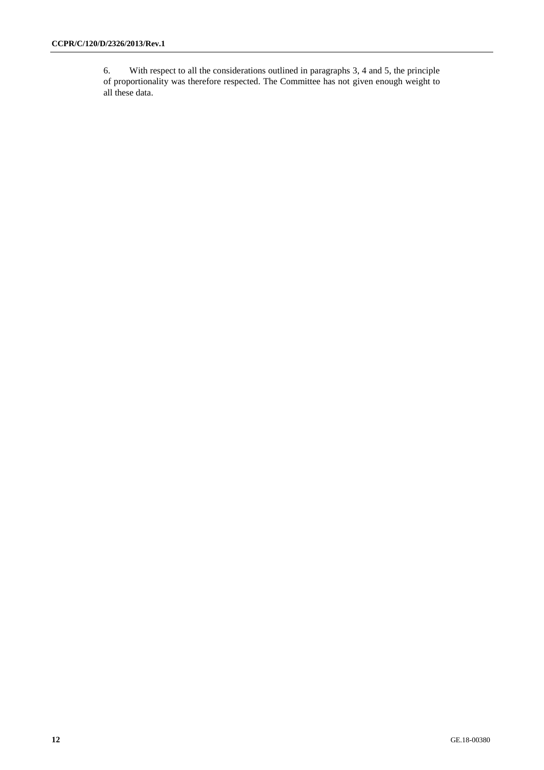6. With respect to all the considerations outlined in paragraphs 3, 4 and 5, the principle of proportionality was therefore respected. The Committee has not given enough weight to all these data.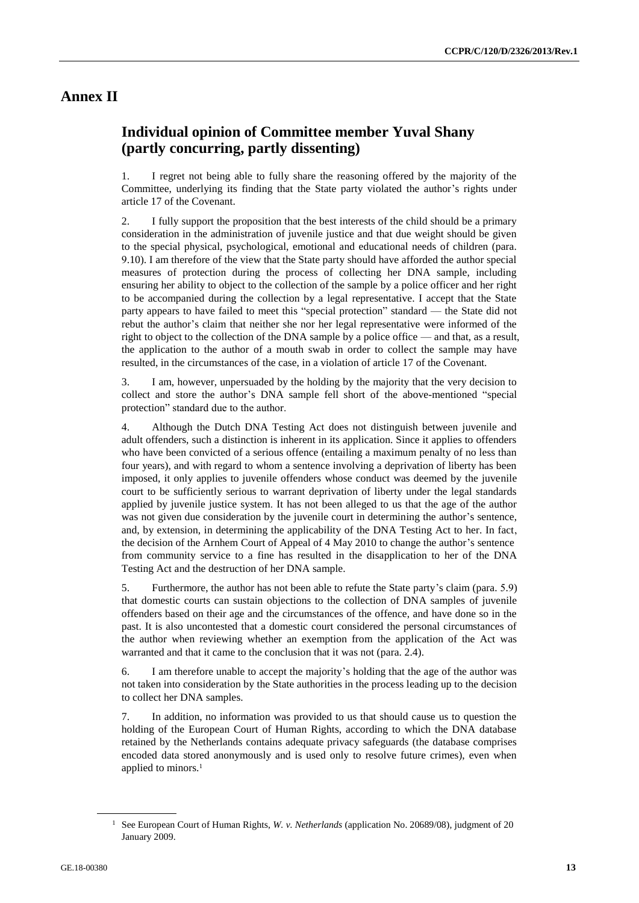# Annex II

## Individual opinion of Committee member Yuval Shany (partly concurring, partly dissenting)

1. I regret not being able to fully share the reasoning offered by the majority of the Committee, underlying its finding that the State party violated the author's rights under article 17 of the Covenant.

2. I fully support the proposition that the best interests of the child should be a primary consideration in the administration of juvenile justice and that due weight should be given to the special physical, psychological, emotional and educational needs of children (para. 9.10). I am therefore of the view that the State party should have afforded the author special measures of protection during the process of collecting her DNA sample, including ensuring her ability to object to the collection of the sample by a police officer and her right to be accompanied during the collection by a legal representative. I accept that the State party appears to have failed to meet this "special protection" standard — the State did not rebut the author's claim that neither she nor her legal representative were informed of the right to object to the collection of the DNA sample by a police office — and that, as a result, the application to the author of a mouth swab in order to collect the sample may have resulted, in the circumstances of the case, in a violation of article 17 of the Covenant.

3. I am, however, unpersuaded by the holding by the majority that the very decision to collect and store the author's DNA sample fell short of the above-mentioned "special protection" standard due to the author.

4. Although the Dutch DNA Testing Act does not distinguish between juvenile and adult offenders, such a distinction is inherent in its application. Since it applies to offenders who have been convicted of a serious offence (entailing a maximum penalty of no less than four years), and with regard to whom a sentence involving a deprivation of liberty has been imposed, it only applies to juvenile offenders whose conduct was deemed by the juvenile court to be sufficiently serious to warrant deprivation of liberty under the legal standards applied by juvenile justice system. It has not been alleged to us that the age of the author was not given due consideration by the juvenile court in determining the author's sentence, and, by extension, in determining the applicability of the DNA Testing Act to her. In fact, the decision of the Arnhem Court of Appeal of 4 May 2010 to change the author's sentence from community service to a fine has resulted in the disapplication to her of the DNA Testing Act and the destruction of her DNA sample.

5. Furthermore, the author has not been able to refute the State party's claim (para. 5.9) that domestic courts can sustain objections to the collection of DNA samples of juvenile offenders based on their age and the circumstances of the offence, and have done so in the past. It is also uncontested that a domestic court considered the personal circumstances of the author when reviewing whether an exemption from the application of the Act was warranted and that it came to the conclusion that it was not (para. 2.4).

6. I am therefore unable to accept the majority's holding that the age of the author was not taken into consideration by the State authorities in the process leading up to the decision to collect her DNA samples.

7. In addition, no information was provided to us that should cause us to question the holding of the European Court of Human Rights, according to which the DNA database retained by the Netherlands contains adequate privacy safeguards (the database comprises encoded data stored anonymously and is used only to resolve future crimes), even when applied to minors.[1]

[1] See European Court of Human Rights, *W. v. Netherlands* (application No. 20689/08), judgment of 20 January 2009.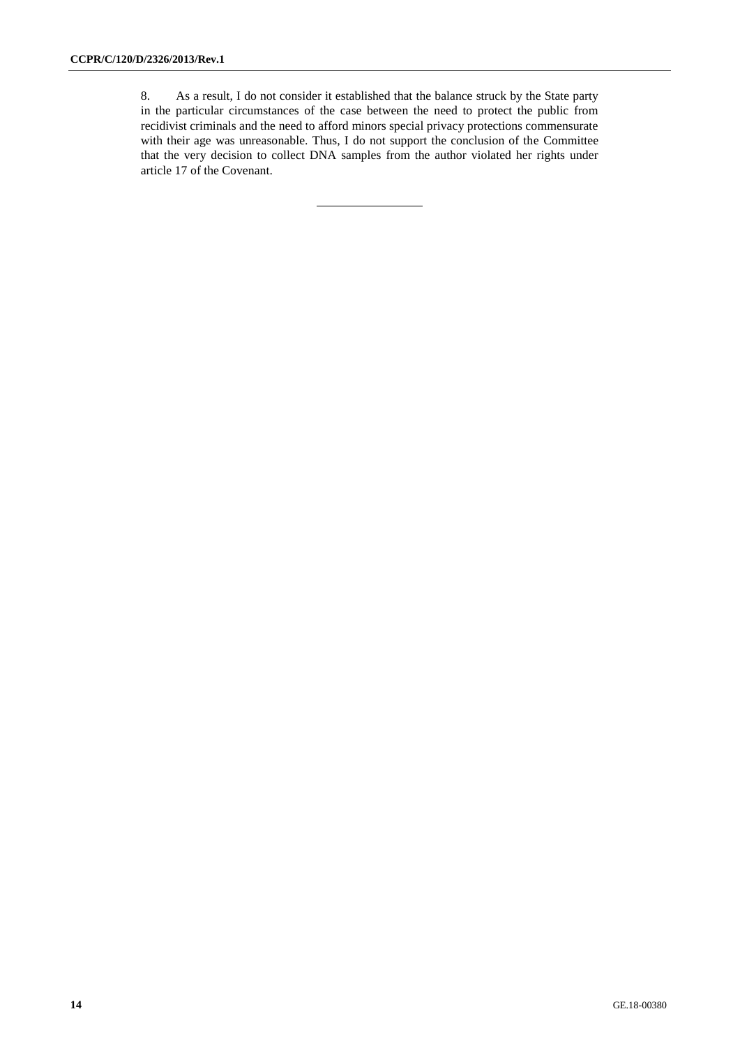8. As a result, I do not consider it established that the balance struck by the State party in the particular circumstances of the case between the need to protect the public from recidivist criminals and the need to afford minors special privacy protections commensurate with their age was unreasonable. Thus, I do not support the conclusion of the Committee that the very decision to collect DNA samples from the author violated her rights under article 17 of the Covenant.